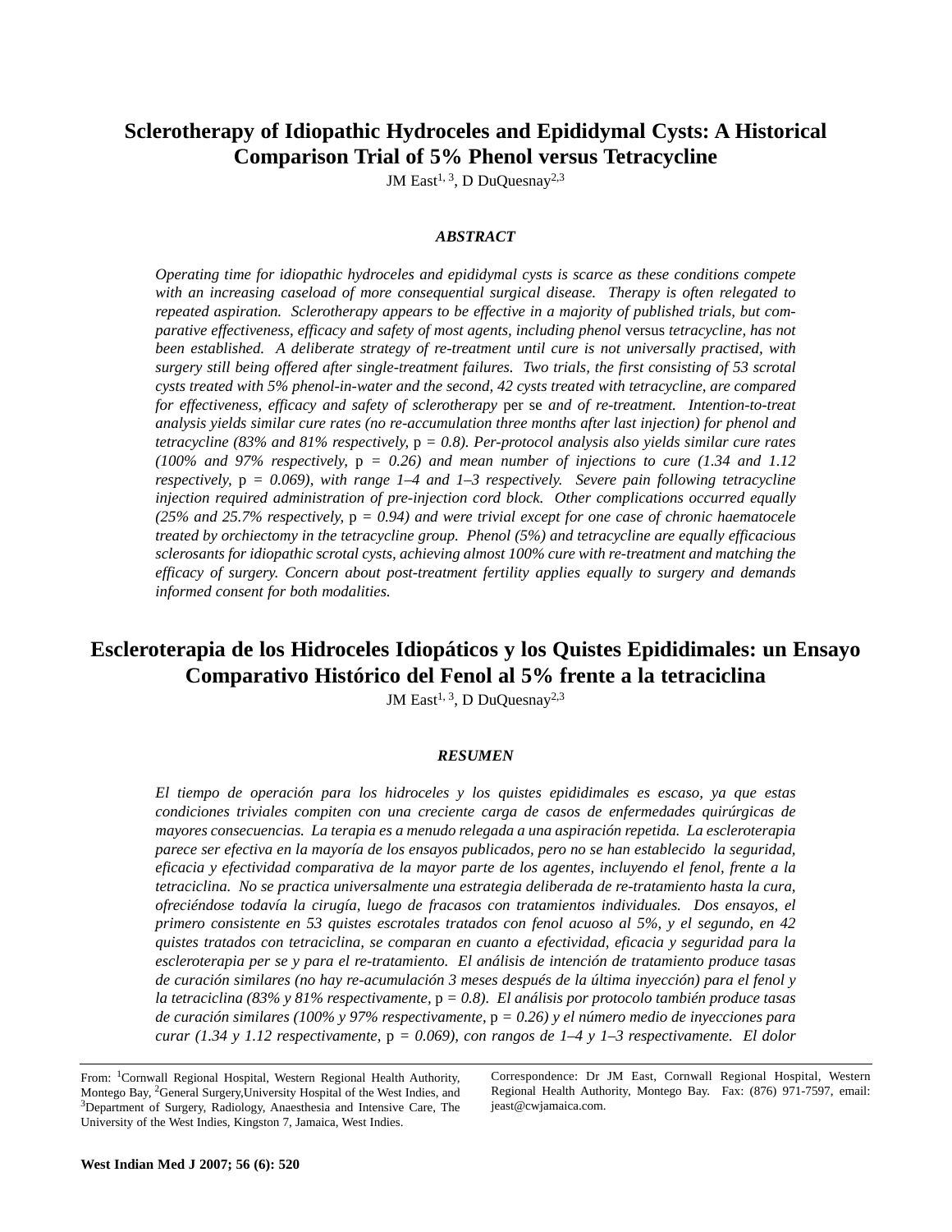# Sclerotherapy of Idiopathic Hydroceles and Epididymal Cysts: A Historical Comparison Trial of 5% Phenol versus Tetracycline

JM East[1, 3], D DuQuesnay[2,3]

### *ABSTRACT*

*Operating time for idiopathic hydroceles and epididymal cysts is scarce as these conditions compete with an increasing caseload of more consequential surgical disease. Therapy is often relegated to repeated aspiration. Sclerotherapy appears to be effective in a majority of published trials, but comparative effectiveness, efficacy and safety of most agents, including phenol* versus *tetracycline, has not been established. A deliberate strategy of re-treatment until cure is not universally practised, with surgery still being offered after single-treatment failures. Two trials, the first consisting of 53 scrotal cysts treated with 5% phenol-in-water and the second, 42 cysts treated with tetracycline, are compared for effectiveness, efficacy and safety of sclerotherapy* per se *and of re-treatment. Intention-to-treat analysis yields similar cure rates (no re-accumulation three months after last injection) for phenol and tetracycline (83% and 81% respectively,* p *= 0.8). Per-protocol analysis also yields similar cure rates (100% and 97% respectively,* p *= 0.26) and mean number of injections to cure (1.34 and 1.12 respectively,* p *= 0.069), with range 1–4 and 1–3 respectively. Severe pain following tetracycline injection required administration of pre-injection cord block. Other complications occurred equally (25% and 25.7% respectively,* p *= 0.94) and were trivial except for one case of chronic haematocele treated by orchiectomy in the tetracycline group. Phenol (5%) and tetracycline are equally efficacious sclerosants for idiopathic scrotal cysts, achieving almost 100% cure with re-treatment and matching the efficacy of surgery. Concern about post-treatment fertility applies equally to surgery and demands informed consent for both modalities.*

# Escleroterapia de los Hidroceles Idiopáticos y los Quistes Epididimales: un Ensayo Comparativo Histórico del Fenol al 5% frente a la tetraciclina

JM East[1, 3], D DuQuesnay[2,3]

### *RESUMEN*

*El tiempo de operación para los hidroceles y los quistes epididimales es escaso, ya que estas condiciones triviales compiten con una creciente carga de casos de enfermedades quirúrgicas de mayores consecuencias. La terapia es a menudo relegada a una aspiración repetida. La escleroterapia parece ser efectiva en la mayoría de los ensayos publicados, pero no se han establecido la seguridad, eficacia y efectividad comparativa de la mayor parte de los agentes, incluyendo el fenol, frente a la tetraciclina. No se practica universalmente una estrategia deliberada de re-tratamiento hasta la cura, ofreciéndose todavía la cirugía, luego de fracasos con tratamientos individuales. Dos ensayos, el primero consistente en 53 quistes escrotales tratados con fenol acuoso al 5%, y el segundo, en 42 quistes tratados con tetraciclina, se comparan en cuanto a efectividad, eficacia y seguridad para la escleroterapia per se y para el re-tratamiento. El análisis de intención de tratamiento produce tasas de curación similares (no hay re-acumulación 3 meses después de la última inyección) para el fenol y la tetraciclina (83% y 81% respectivamente,* p *= 0.8). El análisis por protocolo también produce tasas de curación similares (100% y 97% respectivamente,* p *= 0.26) y el número medio de inyecciones para curar (1.34 y 1.12 respectivamente,* p *= 0.069), con rangos de 1–4 y 1–3 respectivamente. El dolor*

From: [1]Cornwall Regional Hospital, Western Regional Health Authority, Montego Bay, [2]General Surgery,University Hospital of the West Indies, and [3]Department of Surgery, Radiology, Anaesthesia and Intensive Care, The University of the West Indies, Kingston 7, Jamaica, West Indies.

Correspondence: Dr JM East, Cornwall Regional Hospital, Western Regional Health Authority, Montego Bay. Fax: (876) 971-7597, email: jeast@cwjamaica.com.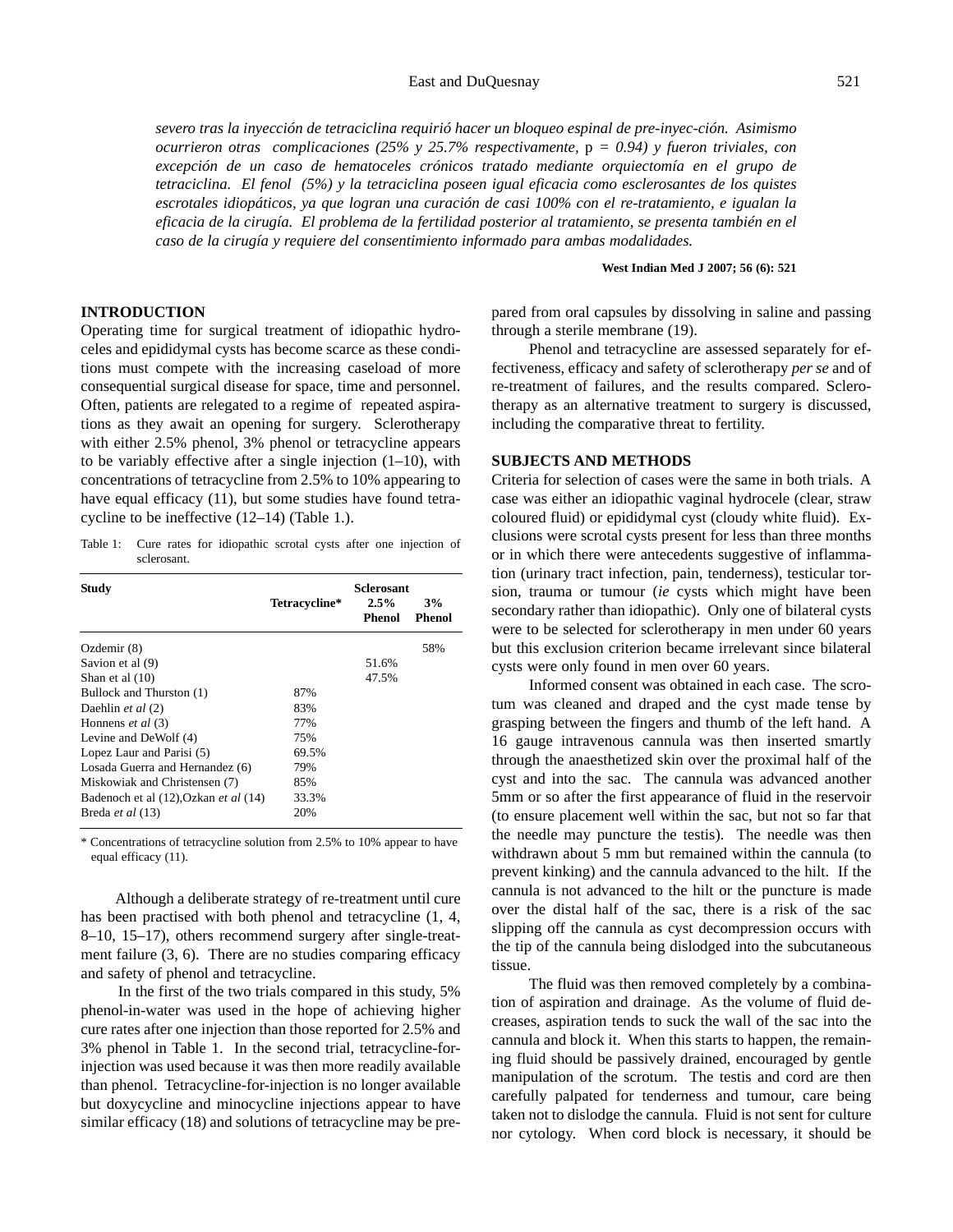*severo tras la inyección de tetraciclina requirió hacer un bloqueo espinal de pre-inyec-ción. Asimismo ocurrieron otras complicaciones (25% y 25.7% respectivamente,* p *= 0.94) y fueron triviales, con excepción de un caso de hematoceles crónicos tratado mediante orquiectomía en el grupo de tetraciclina. El fenol (5%) y la tetraciclina poseen igual eficacia como esclerosantes de los quistes escrotales idiopáticos, ya que logran una curación de casi 100% con el re-tratamiento, e igualan la eficacia de la cirugía. El problema de la fertilidad posterior al tratamiento, se presenta también en el caso de la cirugía y requiere del consentimiento informado para ambas modalidades.*

## INTRODUCTION

Operating time for surgical treatment of idiopathic hydroceles and epididymal cysts has become scarce as these conditions must compete with the increasing caseload of more consequential surgical disease for space, time and personnel. Often, patients are relegated to a regime of repeated aspirations as they await an opening for surgery. Sclerotherapy with either 2.5% phenol, 3% phenol or tetracycline appears to be variably effective after a single injection (1–10), with concentrations of tetracycline from 2.5% to 10% appearing to have equal efficacy (11), but some studies have found tetracycline to be ineffective (12–14) (Table 1.).

Table 1: Cure rates for idiopathic scrotal cysts after one injection of sclerosant.

| Study | Sclerosant | | |
|---|---|---|---|
| | Tetracycline* | 2.5% Phenol | 3% Phenol |
| Ozdemir (8) | | | 58% |
| Savion et al (9) | | 51.6% | |
| Shan et al (10) | | 47.5% | |
| Bullock and Thurston (1) | 87% | | |
| Daehlin *et al* (2) | 83% | | |
| Honnens *et al* (3) | 77% | | |
| Levine and DeWolf (4) | 75% | | |
| Lopez Laur and Parisi (5) | 69.5% | | |
| Losada Guerra and Hernandez (6) | 79% | | |
| Miskowiak and Christensen (7) | 85% | | |
| Badenoch et al (12),Ozkan *et al* (14) | 33.3% | | |
| Breda *et al* (13) | 20% | | |

\* Concentrations of tetracycline solution from 2.5% to 10% appear to have equal efficacy (11).

Although a deliberate strategy of re-treatment until cure has been practised with both phenol and tetracycline (1, 4, 8–10, 15–17), others recommend surgery after single-treatment failure (3, 6). There are no studies comparing efficacy and safety of phenol and tetracycline.

In the first of the two trials compared in this study, 5% phenol-in-water was used in the hope of achieving higher cure rates after one injection than those reported for 2.5% and 3% phenol in Table 1. In the second trial, tetracycline-for-injection was used because it was then more readily available than phenol. Tetracycline-for-injection is no longer available but doxycycline and minocycline injections appear to have similar efficacy (18) and solutions of tetracycline may be prepared from oral capsules by dissolving in saline and passing through a sterile membrane (19).

Phenol and tetracycline are assessed separately for effectiveness, efficacy and safety of sclerotherapy *per se* and of re-treatment of failures, and the results compared. Sclerotherapy as an alternative treatment to surgery is discussed, including the comparative threat to fertility.

## SUBJECTS AND METHODS

Criteria for selection of cases were the same in both trials. A case was either an idiopathic vaginal hydrocele (clear, straw coloured fluid) or epididymal cyst (cloudy white fluid). Exclusions were scrotal cysts present for less than three months or in which there were antecedents suggestive of inflammation (urinary tract infection, pain, tenderness), testicular torsion, trauma or tumour (*ie* cysts which might have been secondary rather than idiopathic). Only one of bilateral cysts were to be selected for sclerotherapy in men under 60 years but this exclusion criterion became irrelevant since bilateral cysts were only found in men over 60 years.

Informed consent was obtained in each case. The scrotum was cleaned and draped and the cyst made tense by grasping between the fingers and thumb of the left hand. A 16 gauge intravenous cannula was then inserted smartly through the anaesthetized skin over the proximal half of the cyst and into the sac. The cannula was advanced another 5mm or so after the first appearance of fluid in the reservoir (to ensure placement well within the sac, but not so far that the needle may puncture the testis). The needle was then withdrawn about 5 mm but remained within the cannula (to prevent kinking) and the cannula advanced to the hilt. If the cannula is not advanced to the hilt or the puncture is made over the distal half of the sac, there is a risk of the sac slipping off the cannula as cyst decompression occurs with the tip of the cannula being dislodged into the subcutaneous tissue.

The fluid was then removed completely by a combination of aspiration and drainage. As the volume of fluid decreases, aspiration tends to suck the wall of the sac into the cannula and block it. When this starts to happen, the remaining fluid should be passively drained, encouraged by gentle manipulation of the scrotum. The testis and cord are then carefully palpated for tenderness and tumour, care being taken not to dislodge the cannula. Fluid is not sent for culture nor cytology. When cord block is necessary, it should be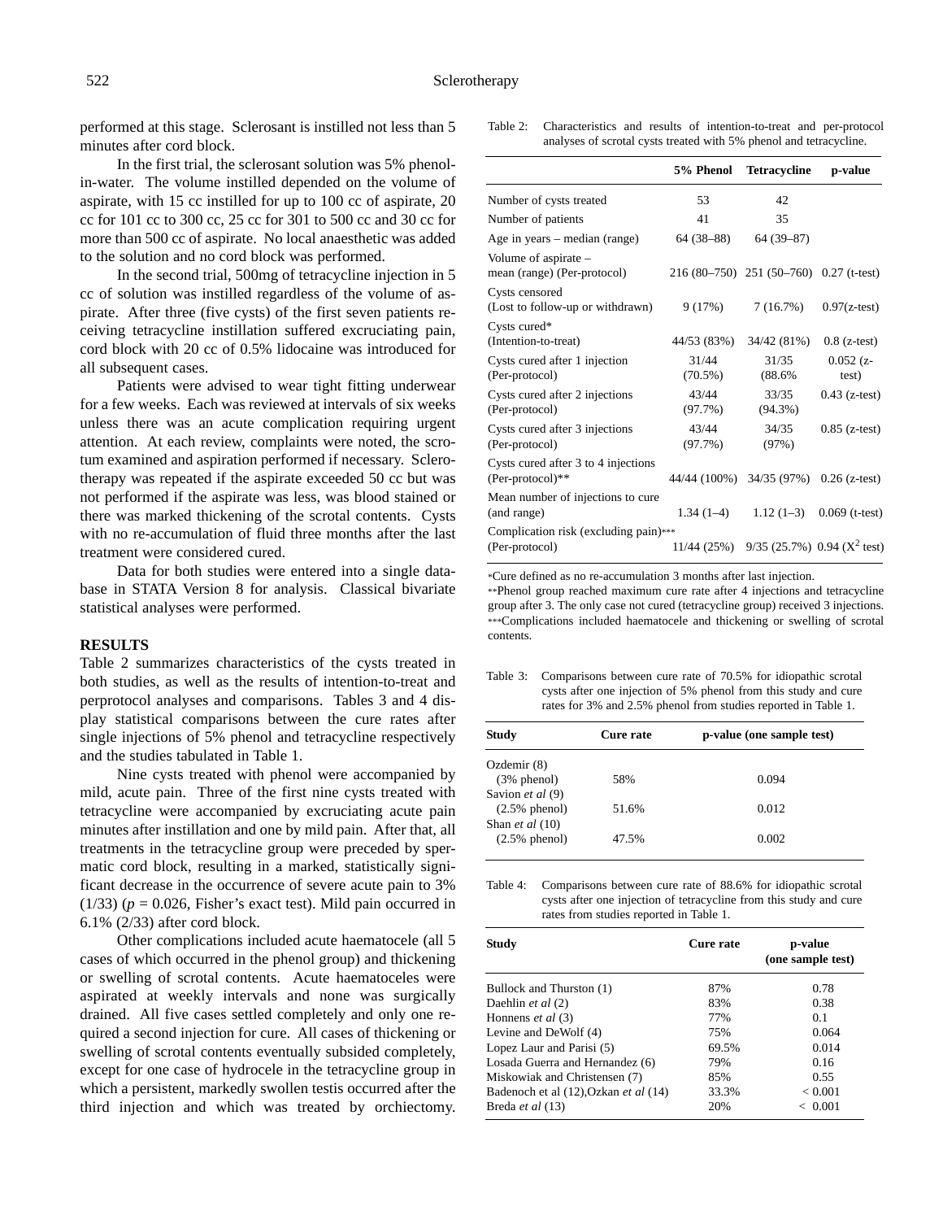performed at this stage. Sclerosant is instilled not less than 5 minutes after cord block.

In the first trial, the sclerosant solution was 5% phenol-in-water. The volume instilled depended on the volume of aspirate, with 15 cc instilled for up to 100 cc of aspirate, 20 cc for 101 cc to 300 cc, 25 cc for 301 to 500 cc and 30 cc for more than 500 cc of aspirate. No local anaesthetic was added to the solution and no cord block was performed.

In the second trial, 500mg of tetracycline injection in 5 cc of solution was instilled regardless of the volume of aspirate. After three (five cysts) of the first seven patients receiving tetracycline instillation suffered excruciating pain, cord block with 20 cc of 0.5% lidocaine was introduced for all subsequent cases.

Patients were advised to wear tight fitting underwear for a few weeks. Each was reviewed at intervals of six weeks unless there was an acute complication requiring urgent attention. At each review, complaints were noted, the scrotum examined and aspiration performed if necessary. Sclerotherapy was repeated if the aspirate exceeded 50 cc but was not performed if the aspirate was less, was blood stained or there was marked thickening of the scrotal contents. Cysts with no re-accumulation of fluid three months after the last treatment were considered cured.

Data for both studies were entered into a single database in STATA Version 8 for analysis. Classical bivariate statistical analyses were performed.

## RESULTS

Table 2 summarizes characteristics of the cysts treated in both studies, as well as the results of intention-to-treat and perprotocol analyses and comparisons. Tables 3 and 4 display statistical comparisons between the cure rates after single injections of 5% phenol and tetracycline respectively and the studies tabulated in Table 1.

Nine cysts treated with phenol were accompanied by mild, acute pain. Three of the first nine cysts treated with tetracycline were accompanied by excruciating acute pain minutes after instillation and one by mild pain. After that, all treatments in the tetracycline group were preceded by spermatic cord block, resulting in a marked, statistically significant decrease in the occurrence of severe acute pain to 3% (1/33) ($p = 0.026$, Fisher's exact test). Mild pain occurred in 6.1% (2/33) after cord block.

Other complications included acute haematocele (all 5 cases of which occurred in the phenol group) and thickening or swelling of scrotal contents. Acute haematoceles were aspirated at weekly intervals and none was surgically drained. All five cases settled completely and only one required a second injection for cure. All cases of thickening or swelling of scrotal contents eventually subsided completely, except for one case of hydrocele in the tetracycline group in which a persistent, markedly swollen testis occurred after the third injection and which was treated by orchiectomy.

Table 2: Characteristics and results of intention-to-treat and per-protocol analyses of scrotal cysts treated with 5% phenol and tetracycline.

| | 5% Phenol | Tetracycline | p-value |
|---|---|---|---|
| Number of cysts treated | 53 | 42 | |
| Number of patients | 41 | 35 | |
| Age in years – median (range) | 64 (38–88) | 64 (39–87) | |
| Volume of aspirate – mean (range) (Per-protocol) | 216 (80–750) | 251 (50–760) | 0.27 (t-test) |
| Cysts censored (Lost to follow-up or withdrawn) | 9 (17%) | 7 (16.7%) | 0.97(z-test) |
| Cysts cured* (Intention-to-treat) | 44/53 (83%) | 34/42 (81%) | 0.8 (z-test) |
| Cysts cured after 1 injection (Per-protocol) | 31/44 (70.5%) | 31/35 (88.6% | 0.052 (z-test) |
| Cysts cured after 2 injections (Per-protocol) | 43/44 (97.7%) | 33/35 (94.3%) | 0.43 (z-test) |
| Cysts cured after 3 injections (Per-protocol) | 43/44 (97.7%) | 34/35 (97%) | 0.85 (z-test) |
| Cysts cured after 3 to 4 injections (Per-protocol)** | 44/44 (100%) | 34/35 (97%) | 0.26 (z-test) |
| Mean number of injections to cure (and range) | 1.34 (1–4) | 1.12 (1–3) | 0.069 (t-test) |
| Complication risk (excluding pain)*** (Per-protocol) | 11/44 (25%) | 9/35 (25.7%) | 0.94 ($X^2$ test) |

*Cure defined as no re-accumulation 3 months after last injection.
**Phenol group reached maximum cure rate after 4 injections and tetracycline group after 3. The only case not cured (tetracycline group) received 3 injections.
***Complications included haematocele and thickening or swelling of scrotal contents.

Table 3: Comparisons between cure rate of 70.5% for idiopathic scrotal cysts after one injection of 5% phenol from this study and cure rates for 3% and 2.5% phenol from studies reported in Table 1.

| Study | Cure rate | p-value (one sample test) |
|---|---|---|
| Ozdemir (8) (3% phenol) | 58% | 0.094 |
| Savion *et al* (9) (2.5% phenol) | 51.6% | 0.012 |
| Shan *et al* (10) (2.5% phenol) | 47.5% | 0.002 |

Table 4: Comparisons between cure rate of 88.6% for idiopathic scrotal cysts after one injection of tetracycline from this study and cure rates from studies reported in Table 1.

| Study | Cure rate | p-value (one sample test) |
|---|---|---|
| Bullock and Thurston (1) | 87% | 0.78 |
| Daehlin *et al* (2) | 83% | 0.38 |
| Honnens *et al* (3) | 77% | 0.1 |
| Levine and DeWolf (4) | 75% | 0.064 |
| Lopez Laur and Parisi (5) | 69.5% | 0.014 |
| Losada Guerra and Hernandez (6) | 79% | 0.16 |
| Miskowiak and Christensen (7) | 85% | 0.55 |
| Badenoch et al (12),Ozkan *et al* (14) | 33.3% | < 0.001 |
| Breda *et al* (13) | 20% | < 0.001 |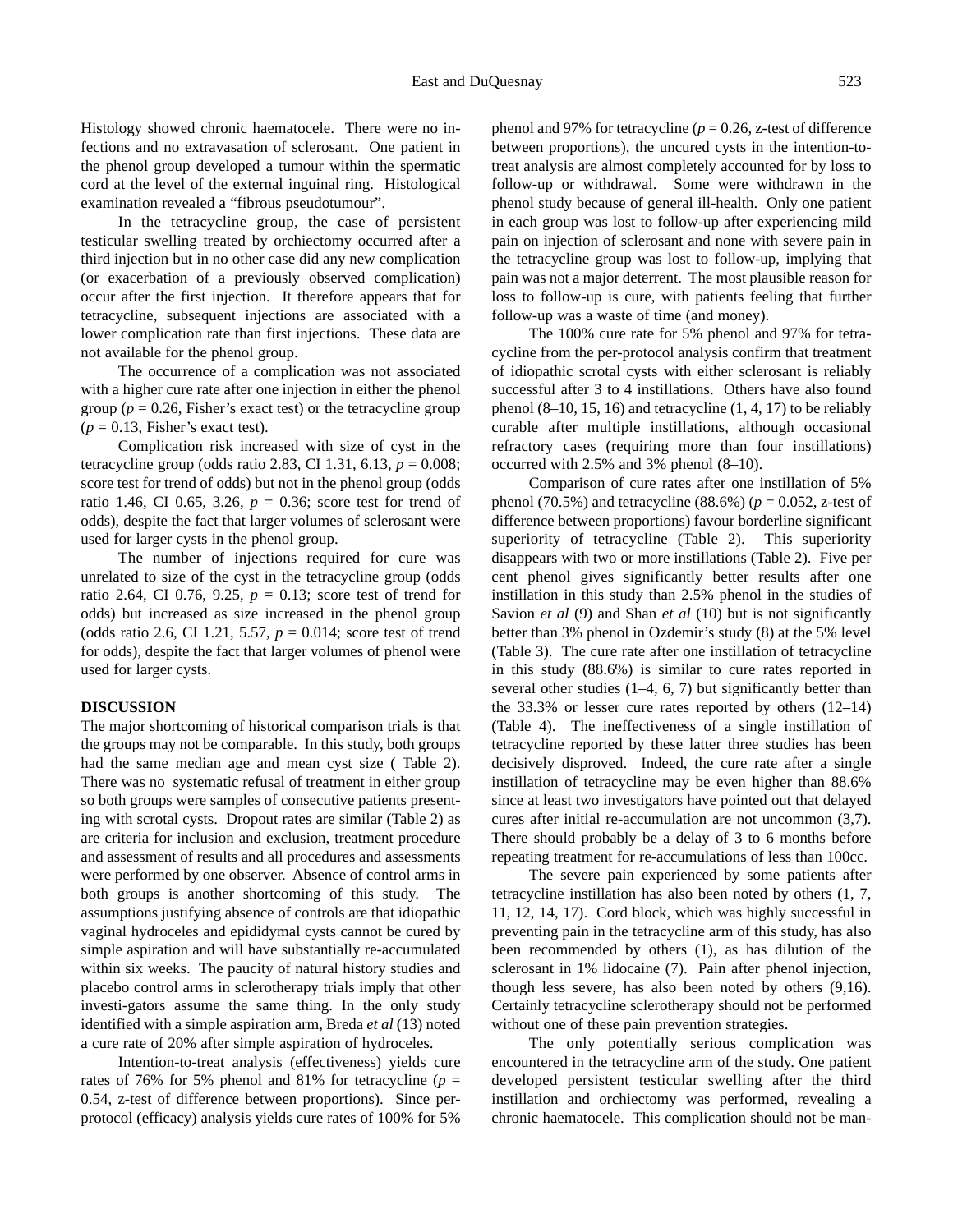Histology showed chronic haematocele. There were no infections and no extravasation of sclerosant. One patient in the phenol group developed a tumour within the spermatic cord at the level of the external inguinal ring. Histological examination revealed a "fibrous pseudotumour".

In the tetracycline group, the case of persistent testicular swelling treated by orchiectomy occurred after a third injection but in no other case did any new complication (or exacerbation of a previously observed complication) occur after the first injection. It therefore appears that for tetracycline, subsequent injections are associated with a lower complication rate than first injections. These data are not available for the phenol group.

The occurrence of a complication was not associated with a higher cure rate after one injection in either the phenol group ($p = 0.26$, Fisher's exact test) or the tetracycline group ($p = 0.13$, Fisher's exact test).

Complication risk increased with size of cyst in the tetracycline group (odds ratio 2.83, CI 1.31, 6.13, $p = 0.008$; score test for trend of odds) but not in the phenol group (odds ratio 1.46, CI 0.65, 3.26, $p = 0.36$; score test for trend of odds), despite the fact that larger volumes of sclerosant were used for larger cysts in the phenol group.

The number of injections required for cure was unrelated to size of the cyst in the tetracycline group (odds ratio 2.64, CI 0.76, 9.25, $p = 0.13$; score test of trend for odds) but increased as size increased in the phenol group (odds ratio 2.6, CI 1.21, 5.57, $p = 0.014$; score test of trend for odds), despite the fact that larger volumes of phenol were used for larger cysts.

## DISCUSSION

The major shortcoming of historical comparison trials is that the groups may not be comparable. In this study, both groups had the same median age and mean cyst size ( Table 2). There was no systematic refusal of treatment in either group so both groups were samples of consecutive patients presenting with scrotal cysts. Dropout rates are similar (Table 2) as are criteria for inclusion and exclusion, treatment procedure and assessment of results and all procedures and assessments were performed by one observer. Absence of control arms in both groups is another shortcoming of this study. The assumptions justifying absence of controls are that idiopathic vaginal hydroceles and epididymal cysts cannot be cured by simple aspiration and will have substantially re-accumulated within six weeks. The paucity of natural history studies and placebo control arms in sclerotherapy trials imply that other investi-gators assume the same thing. In the only study identified with a simple aspiration arm, Breda *et al* (13) noted a cure rate of 20% after simple aspiration of hydroceles.

Intention-to-treat analysis (effectiveness) yields cure rates of 76% for 5% phenol and 81% for tetracycline ($p = 0.54$, z-test of difference between proportions). Since per-protocol (efficacy) analysis yields cure rates of 100% for 5% phenol and 97% for tetracycline ($p = 0.26$, z-test of difference between proportions), the uncured cysts in the intention-to-treat analysis are almost completely accounted for by loss to follow-up or withdrawal. Some were withdrawn in the phenol study because of general ill-health. Only one patient in each group was lost to follow-up after experiencing mild pain on injection of sclerosant and none with severe pain in the tetracycline group was lost to follow-up, implying that pain was not a major deterrent. The most plausible reason for loss to follow-up is cure, with patients feeling that further follow-up was a waste of time (and money).

The 100% cure rate for 5% phenol and 97% for tetracycline from the per-protocol analysis confirm that treatment of idiopathic scrotal cysts with either sclerosant is reliably successful after 3 to 4 instillations. Others have also found phenol (8–10, 15, 16) and tetracycline (1, 4, 17) to be reliably curable after multiple instillations, although occasional refractory cases (requiring more than four instillations) occurred with 2.5% and 3% phenol (8–10).

Comparison of cure rates after one instillation of 5% phenol (70.5%) and tetracycline (88.6%) ($p = 0.052$, z-test of difference between proportions) favour borderline significant superiority of tetracycline (Table 2). This superiority disappears with two or more instillations (Table 2). Five per cent phenol gives significantly better results after one instillation in this study than 2.5% phenol in the studies of Savion *et al* (9) and Shan *et al* (10) but is not significantly better than 3% phenol in Ozdemir's study (8) at the 5% level (Table 3). The cure rate after one instillation of tetracycline in this study (88.6%) is similar to cure rates reported in several other studies (1–4, 6, 7) but significantly better than the 33.3% or lesser cure rates reported by others (12–14) (Table 4). The ineffectiveness of a single instillation of tetracycline reported by these latter three studies has been decisively disproved. Indeed, the cure rate after a single instillation of tetracycline may be even higher than 88.6% since at least two investigators have pointed out that delayed cures after initial re-accumulation are not uncommon (3,7). There should probably be a delay of 3 to 6 months before repeating treatment for re-accumulations of less than 100cc.

The severe pain experienced by some patients after tetracycline instillation has also been noted by others (1, 7, 11, 12, 14, 17). Cord block, which was highly successful in preventing pain in the tetracycline arm of this study, has also been recommended by others (1), as has dilution of the sclerosant in 1% lidocaine (7). Pain after phenol injection, though less severe, has also been noted by others (9,16). Certainly tetracycline sclerotherapy should not be performed without one of these pain prevention strategies.

The only potentially serious complication was encountered in the tetracycline arm of the study. One patient developed persistent testicular swelling after the third instillation and orchiectomy was performed, revealing a chronic haematocele. This complication should not be man-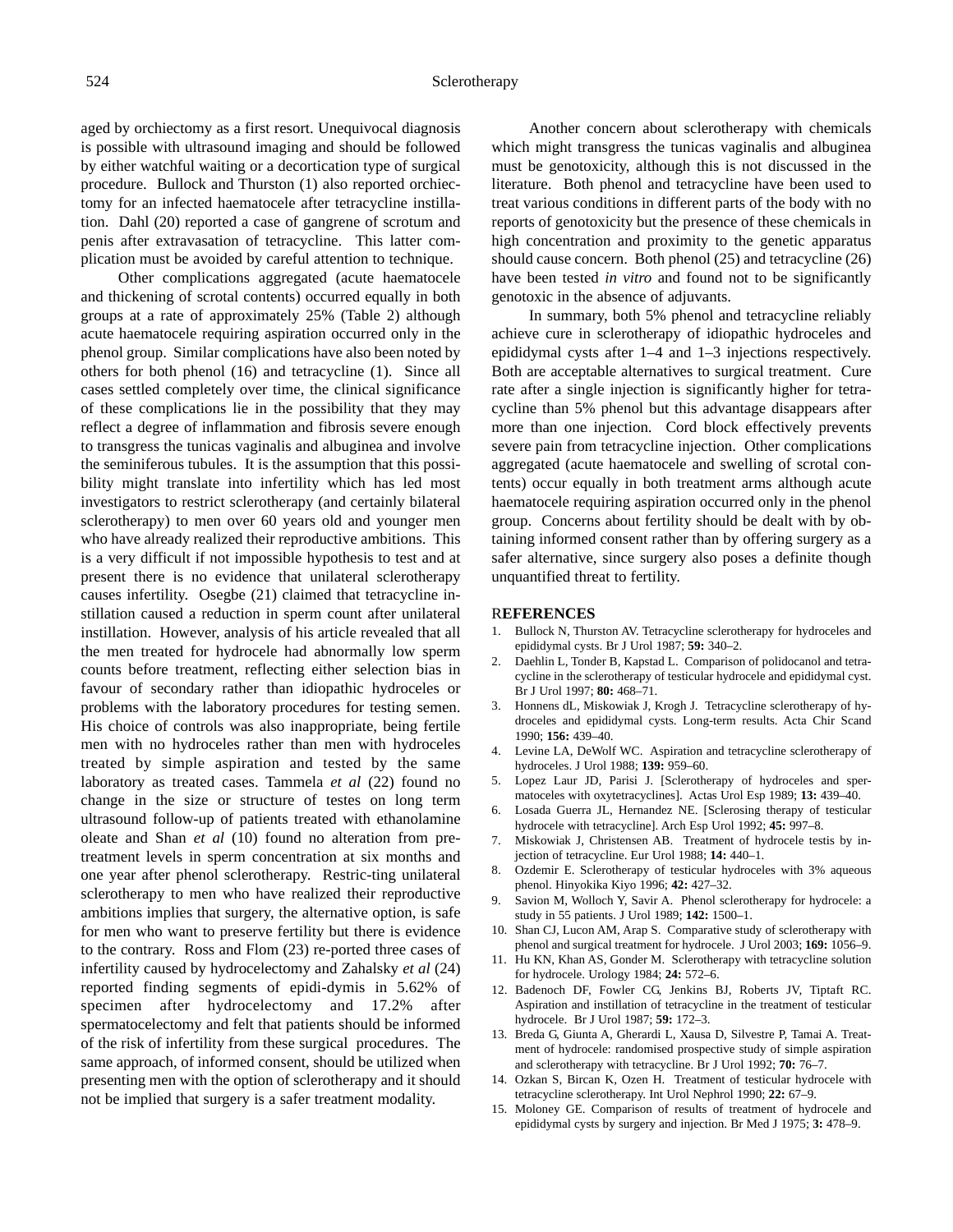aged by orchiectomy as a first resort. Unequivocal diagnosis is possible with ultrasound imaging and should be followed by either watchful waiting or a decortication type of surgical procedure. Bullock and Thurston (1) also reported orchiectomy for an infected haematocele after tetracycline instillation. Dahl (20) reported a case of gangrene of scrotum and penis after extravasation of tetracycline. This latter complication must be avoided by careful attention to technique.

Other complications aggregated (acute haematocele and thickening of scrotal contents) occurred equally in both groups at a rate of approximately 25% (Table 2) although acute haematocele requiring aspiration occurred only in the phenol group. Similar complications have also been noted by others for both phenol (16) and tetracycline (1). Since all cases settled completely over time, the clinical significance of these complications lie in the possibility that they may reflect a degree of inflammation and fibrosis severe enough to transgress the tunicas vaginalis and albuginea and involve the seminiferous tubules. It is the assumption that this possibility might translate into infertility which has led most investigators to restrict sclerotherapy (and certainly bilateral sclerotherapy) to men over 60 years old and younger men who have already realized their reproductive ambitions. This is a very difficult if not impossible hypothesis to test and at present there is no evidence that unilateral sclerotherapy causes infertility. Osegbe (21) claimed that tetracycline instillation caused a reduction in sperm count after unilateral instillation. However, analysis of his article revealed that all the men treated for hydrocele had abnormally low sperm counts before treatment, reflecting either selection bias in favour of secondary rather than idiopathic hydroceles or problems with the laboratory procedures for testing semen. His choice of controls was also inappropriate, being fertile men with no hydroceles rather than men with hydroceles treated by simple aspiration and tested by the same laboratory as treated cases. Tammela *et al* (22) found no change in the size or structure of testes on long term ultrasound follow-up of patients treated with ethanolamine oleate and Shan *et al* (10) found no alteration from pre-treatment levels in sperm concentration at six months and one year after phenol sclerotherapy. Restric-ting unilateral sclerotherapy to men who have realized their reproductive ambitions implies that surgery, the alternative option, is safe for men who want to preserve fertility but there is evidence to the contrary. Ross and Flom (23) re-ported three cases of infertility caused by hydrocelectomy and Zahalsky *et al* (24) reported finding segments of epidi-dymis in 5.62% of specimen after hydrocelectomy and 17.2% after spermatocelectomy and felt that patients should be informed of the risk of infertility from these surgical procedures. The same approach, of informed consent, should be utilized when presenting men with the option of sclerotherapy and it should not be implied that surgery is a safer treatment modality.

Another concern about sclerotherapy with chemicals which might transgress the tunicas vaginalis and albuginea must be genotoxicity, although this is not discussed in the literature. Both phenol and tetracycline have been used to treat various conditions in different parts of the body with no reports of genotoxicity but the presence of these chemicals in high concentration and proximity to the genetic apparatus should cause concern. Both phenol (25) and tetracycline (26) have been tested *in vitro* and found not to be significantly genotoxic in the absence of adjuvants.

In summary, both 5% phenol and tetracycline reliably achieve cure in sclerotherapy of idiopathic hydroceles and epididymal cysts after 1–4 and 1–3 injections respectively. Both are acceptable alternatives to surgical treatment. Cure rate after a single injection is significantly higher for tetracycline than 5% phenol but this advantage disappears after more than one injection. Cord block effectively prevents severe pain from tetracycline injection. Other complications aggregated (acute haematocele and swelling of scrotal contents) occur equally in both treatment arms although acute haematocele requiring aspiration occurred only in the phenol group. Concerns about fertility should be dealt with by obtaining informed consent rather than by offering surgery as a safer alternative, since surgery also poses a definite though unquantified threat to fertility.

## REFERENCES

1. Bullock N, Thurston AV. Tetracycline sclerotherapy for hydroceles and epididymal cysts. Br J Urol 1987; **59:** 340–2.
2. Daehlin L, Tonder B, Kapstad L. Comparison of polidocanol and tetracycline in the sclerotherapy of testicular hydrocele and epididymal cyst. Br J Urol 1997; **80:** 468–71.
3. Honnens dL, Miskowiak J, Krogh J. Tetracycline sclerotherapy of hydroceles and epididymal cysts. Long-term results. Acta Chir Scand 1990; **156:** 439–40.
4. Levine LA, DeWolf WC. Aspiration and tetracycline sclerotherapy of hydroceles. J Urol 1988; **139:** 959–60.
5. Lopez Laur JD, Parisi J. [Sclerotherapy of hydroceles and spermatoceles with oxytetracyclines]. Actas Urol Esp 1989; **13:** 439–40.
6. Losada Guerra JL, Hernandez NE. [Sclerosing therapy of testicular hydrocele with tetracycline]. Arch Esp Urol 1992; **45:** 997–8.
7. Miskowiak J, Christensen AB. Treatment of hydrocele testis by injection of tetracycline. Eur Urol 1988; **14:** 440–1.
8. Ozdemir E. Sclerotherapy of testicular hydroceles with 3% aqueous phenol. Hinyokika Kiyo 1996; **42:** 427–32.
9. Savion M, Wolloch Y, Savir A. Phenol sclerotherapy for hydrocele: a study in 55 patients. J Urol 1989; **142:** 1500–1.
10. Shan CJ, Lucon AM, Arap S. Comparative study of sclerotherapy with phenol and surgical treatment for hydrocele. J Urol 2003; **169:** 1056–9.
11. Hu KN, Khan AS, Gonder M. Sclerotherapy with tetracycline solution for hydrocele. Urology 1984; **24:** 572–6.
12. Badenoch DF, Fowler CG, Jenkins BJ, Roberts JV, Tiptaft RC. Aspiration and instillation of tetracycline in the treatment of testicular hydrocele. Br J Urol 1987; **59:** 172–3.
13. Breda G, Giunta A, Gherardi L, Xausa D, Silvestre P, Tamai A. Treatment of hydrocele: randomised prospective study of simple aspiration and sclerotherapy with tetracycline. Br J Urol 1992; **70:** 76–7.
14. Ozkan S, Bircan K, Ozen H. Treatment of testicular hydrocele with tetracycline sclerotherapy. Int Urol Nephrol 1990; **22:** 67–9.
15. Moloney GE. Comparison of results of treatment of hydrocele and epididymal cysts by surgery and injection. Br Med J 1975; **3:** 478–9.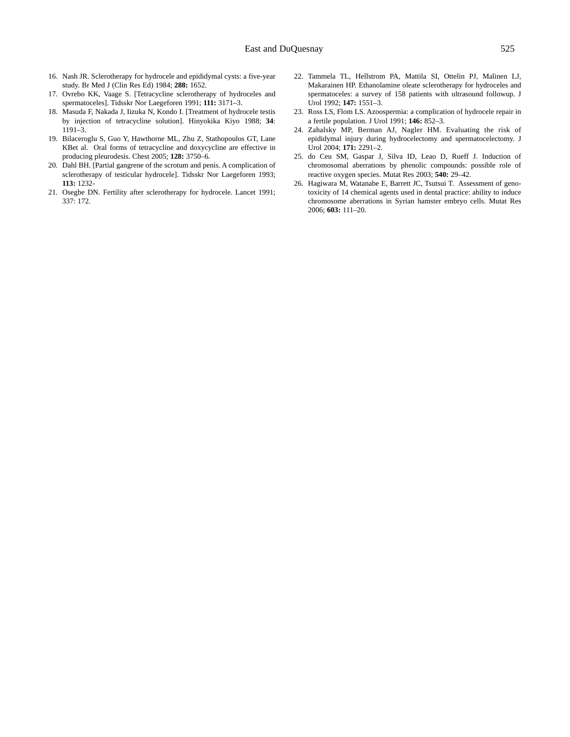16. Nash JR. Sclerotherapy for hydrocele and epididymal cysts: a five-year study. Br Med J (Clin Res Ed) 1984; **288:** 1652.
17. Ovrebo KK, Vaage S. [Tetracycline sclerotherapy of hydroceles and spermatoceles]. Tidsskr Nor Laegeforen 1991; **111:** 3171–3.
18. Masuda F, Nakada J, Iizuka N, Kondo I. [Treatment of hydrocele testis by injection of tetracycline solution]. Hinyokika Kiyo 1988; **34**: 1191–3.
19. Bilaceroglu S, Guo Y, Hawthorne ML, Zhu Z, Stathopoulos GT, Lane KBet al. Oral forms of tetracycline and doxycycline are effective in producing pleurodesis. Chest 2005; **128:** 3750–6.
20. Dahl BH. [Partial gangrene of the scrotum and penis. A complication of sclerotherapy of testicular hydrocele]. Tidsskr Nor Laegeforen 1993; **113:** 1232-
21. Osegbe DN. Fertility after sclerotherapy for hydrocele. Lancet 1991; 337: 172.
22. Tammela TL, Hellstrom PA, Mattila SI, Ottelin PJ, Malinen LJ, Makarainen HP. Ethanolamine oleate sclerotherapy for hydroceles and spermatoceles: a survey of 158 patients with ultrasound followup. J Urol 1992; **147:** 1551–3.
23. Ross LS, Flom LS. Azoospermia: a complication of hydrocele repair in a fertile population. J Urol 1991; **146:** 852–3.
24. Zahalsky MP, Berman AJ, Nagler HM. Evaluating the risk of epididymal injury during hydrocelectomy and spermatocelectomy. J Urol 2004; **171:** 2291–2.
25. do Ceu SM, Gaspar J, Silva ID, Leao D, Rueff J. Induction of chromosomal aberrations by phenolic compounds: possible role of reactive oxygen species. Mutat Res 2003; **540:** 29–42.
26. Hagiwara M, Watanabe E, Barrett JC, Tsutsui T. Assessment of genotoxicity of 14 chemical agents used in dental practice: ability to induce chromosome aberrations in Syrian hamster embryo cells. Mutat Res 2006; **603:** 111–20.